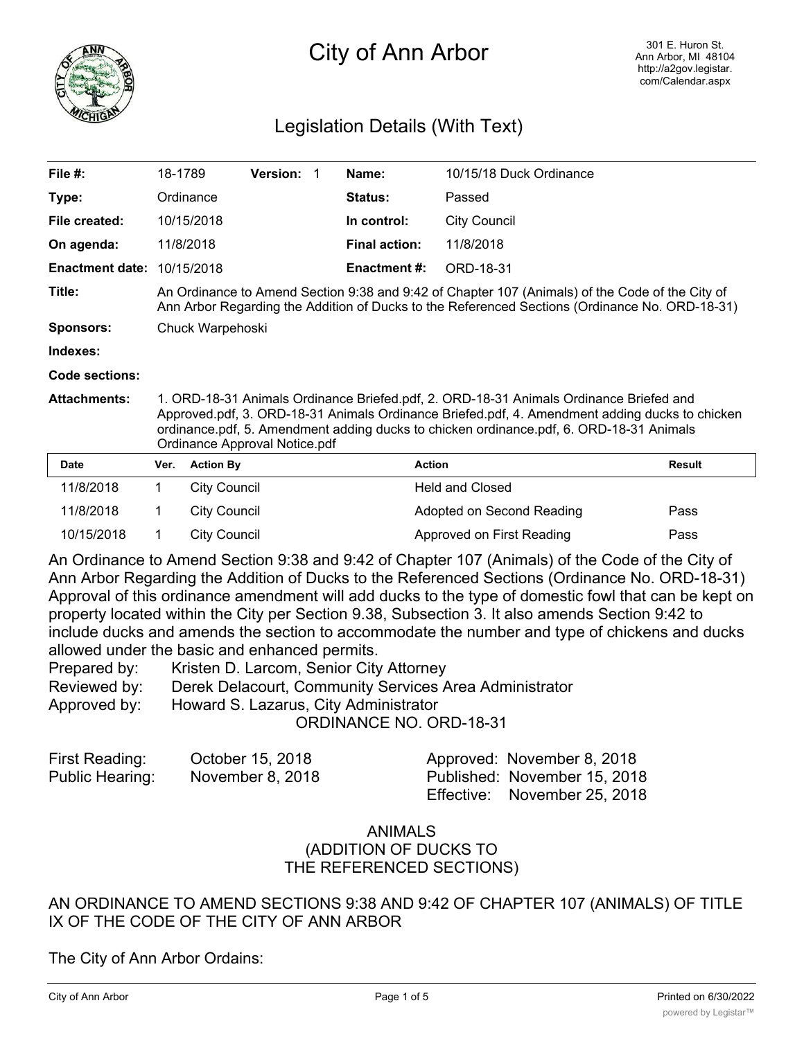# City of Arbor

301 E. Huron St.
Ann Arbor, MI 48104
http://a2gov.legistar.com/Calendar.aspx

## Legislation Details (With Text)

| | | | | | |
|---|---|---|---|---|---|
| **File #:** | 18-1789 | **Version:** 1 | | **Name:** | 10/15/18 Duck Ordinance |
| **Type:** | Ordinance | | | **Status:** | Passed |
| **File created:** | 10/15/2018 | | | **In control:** | City Council |
| **On agenda:** | 11/8/2018 | | | **Final action:** | 11/8/2018 |
| **Enactment date:** | 10/15/2018 | | | **Enactment #:** | ORD-18-31 |

**Title:** An Ordinance to Amend Section 9:38 and 9:42 of Chapter 107 (Animals) of the Code of the City of Ann Arbor Regarding the Addition of Ducks to the Referenced Sections (Ordinance No. ORD-18-31)

**Sponsors:** Chuck Warpehoski

**Indexes:**

**Code sections:**

**Attachments:** 1. ORD-18-31 Animals Ordinance Briefed.pdf, 2. ORD-18-31 Animals Ordinance Briefed and Approved.pdf, 3. ORD-18-31 Animals Ordinance Briefed.pdf, 4. Amendment adding ducks to chicken ordinance.pdf, 5. Amendment adding ducks to chicken ordinance.pdf, 6. ORD-18-31 Animals Ordinance Approval Notice.pdf

| Date | Ver. | Action By | Action | Result |
|---|---|---|---|---|
| 11/8/2018 | 1 | City Council | Held and Closed | |
| 11/8/2018 | 1 | City Council | Adopted on Second Reading | Pass |
| 10/15/2018 | 1 | City Council | Approved on First Reading | Pass |

An Ordinance to Amend Section 9:38 and 9:42 of Chapter 107 (Animals) of the Code of the City of Ann Arbor Regarding the Addition of Ducks to the Referenced Sections (Ordinance No. ORD-18-31)
Approval of this ordinance amendment will add ducks to the type of domestic fowl that can be kept on property located within the City per Section 9.38, Subsection 3. It also amends Section 9:42 to include ducks and amends the section to accommodate the number and type of chickens and ducks allowed under the basic and enhanced permits.

Prepared by: Kristen D. Larcom, Senior City Attorney
Reviewed by: Derek Delacourt, Community Services Area Administrator
Approved by: Howard S. Lazarus, City Administrator

ORDINANCE NO. ORD-18-31

First Reading: October 15, 2018
Public Hearing: November 8, 2018

Approved: November 8, 2018
Published: November 15, 2018
Effective: November 25, 2018

ANIMALS
(ADDITION OF DUCKS TO
THE REFERENCED SECTIONS)

AN ORDINANCE TO AMEND SECTIONS 9:38 AND 9:42 OF CHAPTER 107 (ANIMALS) OF TITLE IX OF THE CODE OF THE CITY OF ANN ARBOR

The City of Ann Arbor Ordains: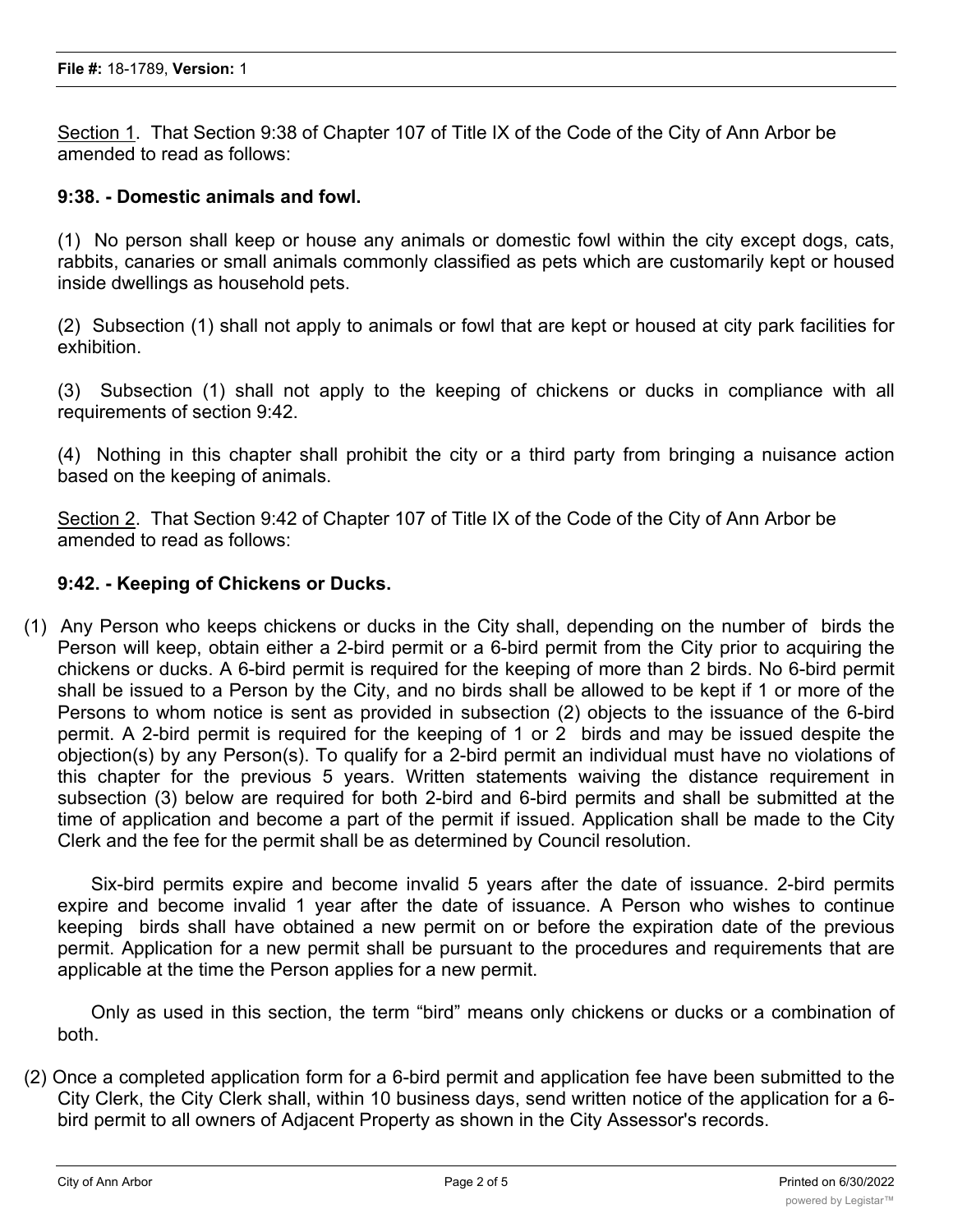Section 1. That Section 9:38 of Chapter 107 of Title IX of the Code of the City of Ann Arbor be amended to read as follows:

**9:38. - Domestic animals and fowl.**

(1) No person shall keep or house any animals or domestic fowl within the city except dogs, cats, rabbits, canaries or small animals commonly classified as pets which are customarily kept or housed inside dwellings as household pets.

(2) Subsection (1) shall not apply to animals or fowl that are kept or housed at city park facilities for exhibition.

(3) Subsection (1) shall not apply to the keeping of chickens or ducks in compliance with all requirements of section 9:42.

(4) Nothing in this chapter shall prohibit the city or a third party from bringing a nuisance action based on the keeping of animals.

Section 2. That Section 9:42 of Chapter 107 of Title IX of the Code of the City of Ann Arbor be amended to read as follows:

**9:42. - Keeping of Chickens or Ducks.**

(1) Any Person who keeps chickens or ducks in the City shall, depending on the number of birds the Person will keep, obtain either a 2-bird permit or a 6-bird permit from the City prior to acquiring the chickens or ducks. A 6-bird permit is required for the keeping of more than 2 birds. No 6-bird permit shall be issued to a Person by the City, and no birds shall be allowed to be kept if 1 or more of the Persons to whom notice is sent as provided in subsection (2) objects to the issuance of the 6-bird permit. A 2-bird permit is required for the keeping of 1 or 2 birds and may be issued despite the objection(s) by any Person(s). To qualify for a 2-bird permit an individual must have no violations of this chapter for the previous 5 years. Written statements waiving the distance requirement in subsection (3) below are required for both 2-bird and 6-bird permits and shall be submitted at the time of application and become a part of the permit if issued. Application shall be made to the City Clerk and the fee for the permit shall be as determined by Council resolution.

Six-bird permits expire and become invalid 5 years after the date of issuance. 2-bird permits expire and become invalid 1 year after the date of issuance. A Person who wishes to continue keeping birds shall have obtained a new permit on or before the expiration date of the previous permit. Application for a new permit shall be pursuant to the procedures and requirements that are applicable at the time the Person applies for a new permit.

Only as used in this section, the term "bird" means only chickens or ducks or a combination of both.

(2) Once a completed application form for a 6-bird permit and application fee have been submitted to the City Clerk, the City Clerk shall, within 10 business days, send written notice of the application for a 6-bird permit to all owners of Adjacent Property as shown in the City Assessor's records.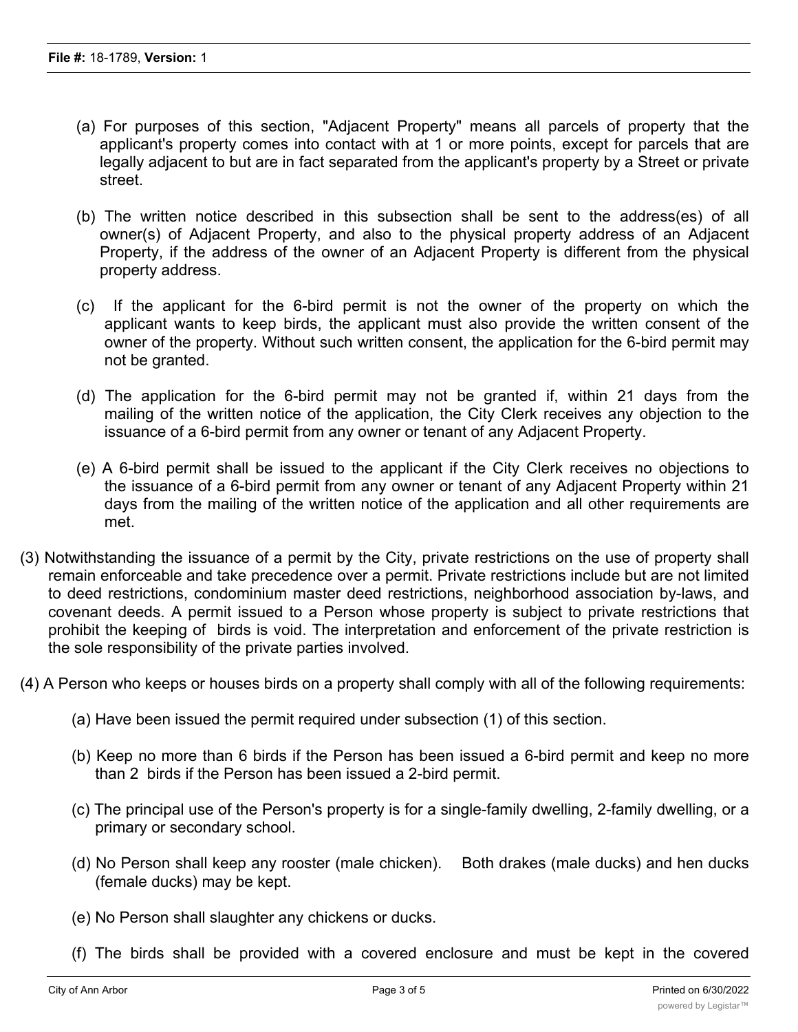(a) For purposes of this section, "Adjacent Property" means all parcels of property that the applicant's property comes into contact with at 1 or more points, except for parcels that are legally adjacent to but are in fact separated from the applicant's property by a Street or private street.

(b) The written notice described in this subsection shall be sent to the address(es) of all owner(s) of Adjacent Property, and also to the physical property address of an Adjacent Property, if the address of the owner of an Adjacent Property is different from the physical property address.

(c) If the applicant for the 6-bird permit is not the owner of the property on which the applicant wants to keep birds, the applicant must also provide the written consent of the owner of the property. Without such written consent, the application for the 6-bird permit may not be granted.

(d) The application for the 6-bird permit may not be granted if, within 21 days from the mailing of the written notice of the application, the City Clerk receives any objection to the issuance of a 6-bird permit from any owner or tenant of any Adjacent Property.

(e) A 6-bird permit shall be issued to the applicant if the City Clerk receives no objections to the issuance of a 6-bird permit from any owner or tenant of any Adjacent Property within 21 days from the mailing of the written notice of the application and all other requirements are met.

(3) Notwithstanding the issuance of a permit by the City, private restrictions on the use of property shall remain enforceable and take precedence over a permit. Private restrictions include but are not limited to deed restrictions, condominium master deed restrictions, neighborhood association by-laws, and covenant deeds. A permit issued to a Person whose property is subject to private restrictions that prohibit the keeping of birds is void. The interpretation and enforcement of the private restriction is the sole responsibility of the private parties involved.

(4) A Person who keeps or houses birds on a property shall comply with all of the following requirements:

(a) Have been issued the permit required under subsection (1) of this section.

(b) Keep no more than 6 birds if the Person has been issued a 6-bird permit and keep no more than 2 birds if the Person has been issued a 2-bird permit.

(c) The principal use of the Person's property is for a single-family dwelling, 2-family dwelling, or a primary or secondary school.

(d) No Person shall keep any rooster (male chicken). Both drakes (male ducks) and hen ducks (female ducks) may be kept.

(e) No Person shall slaughter any chickens or ducks.

(f) The birds shall be provided with a covered enclosure and must be kept in the covered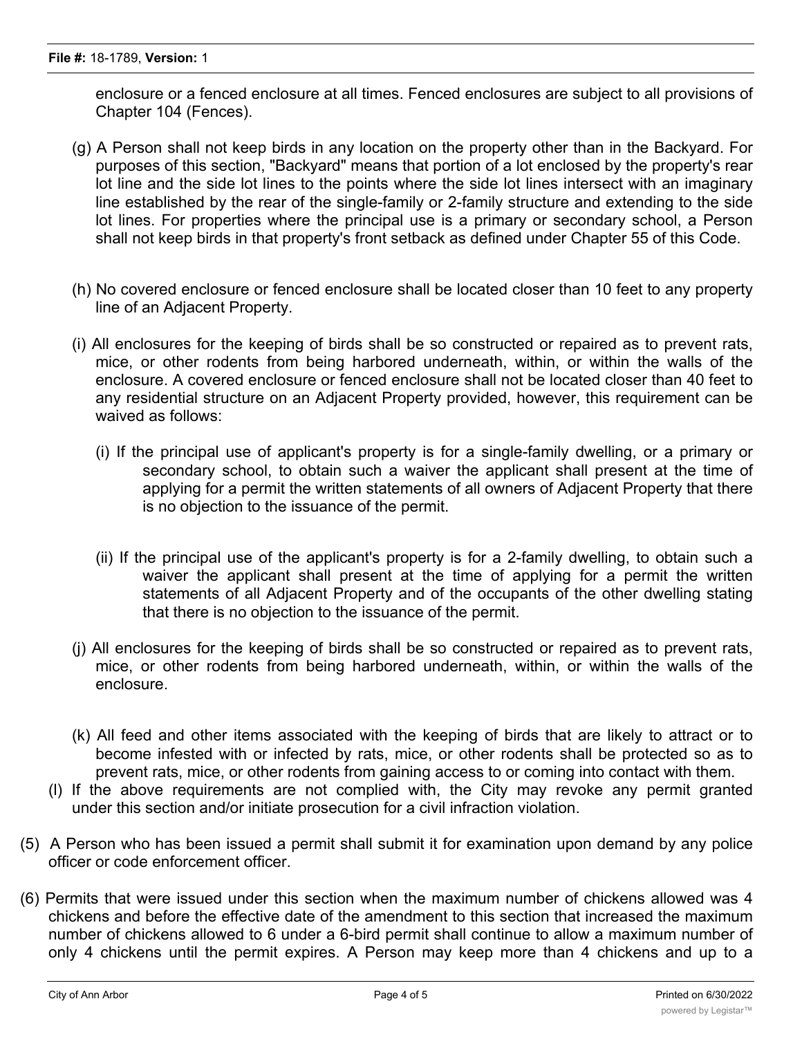enclosure or a fenced enclosure at all times. Fenced enclosures are subject to all provisions of Chapter 104 (Fences).

(g) A Person shall not keep birds in any location on the property other than in the Backyard. For purposes of this section, "Backyard" means that portion of a lot enclosed by the property's rear lot line and the side lot lines to the points where the side lot lines intersect with an imaginary line established by the rear of the single-family or 2-family structure and extending to the side lot lines. For properties where the principal use is a primary or secondary school, a Person shall not keep birds in that property's front setback as defined under Chapter 55 of this Code.

(h) No covered enclosure or fenced enclosure shall be located closer than 10 feet to any property line of an Adjacent Property.

(i) All enclosures for the keeping of birds shall be so constructed or repaired as to prevent rats, mice, or other rodents from being harbored underneath, within, or within the walls of the enclosure. A covered enclosure or fenced enclosure shall not be located closer than 40 feet to any residential structure on an Adjacent Property provided, however, this requirement can be waived as follows:

(i) If the principal use of applicant's property is for a single-family dwelling, or a primary or secondary school, to obtain such a waiver the applicant shall present at the time of applying for a permit the written statements of all owners of Adjacent Property that there is no objection to the issuance of the permit.

(ii) If the principal use of the applicant's property is for a 2-family dwelling, to obtain such a waiver the applicant shall present at the time of applying for a permit the written statements of all Adjacent Property and of the occupants of the other dwelling stating that there is no objection to the issuance of the permit.

(j) All enclosures for the keeping of birds shall be so constructed or repaired as to prevent rats, mice, or other rodents from being harbored underneath, within, or within the walls of the enclosure.

(k) All feed and other items associated with the keeping of birds that are likely to attract or to become infested with or infected by rats, mice, or other rodents shall be protected so as to prevent rats, mice, or other rodents from gaining access to or coming into contact with them.

(l) If the above requirements are not complied with, the City may revoke any permit granted under this section and/or initiate prosecution for a civil infraction violation.

(5) A Person who has been issued a permit shall submit it for examination upon demand by any police officer or code enforcement officer.

(6) Permits that were issued under this section when the maximum number of chickens allowed was 4 chickens and before the effective date of the amendment to this section that increased the maximum number of chickens allowed to 6 under a 6-bird permit shall continue to allow a maximum number of only 4 chickens until the permit expires. A Person may keep more than 4 chickens and up to a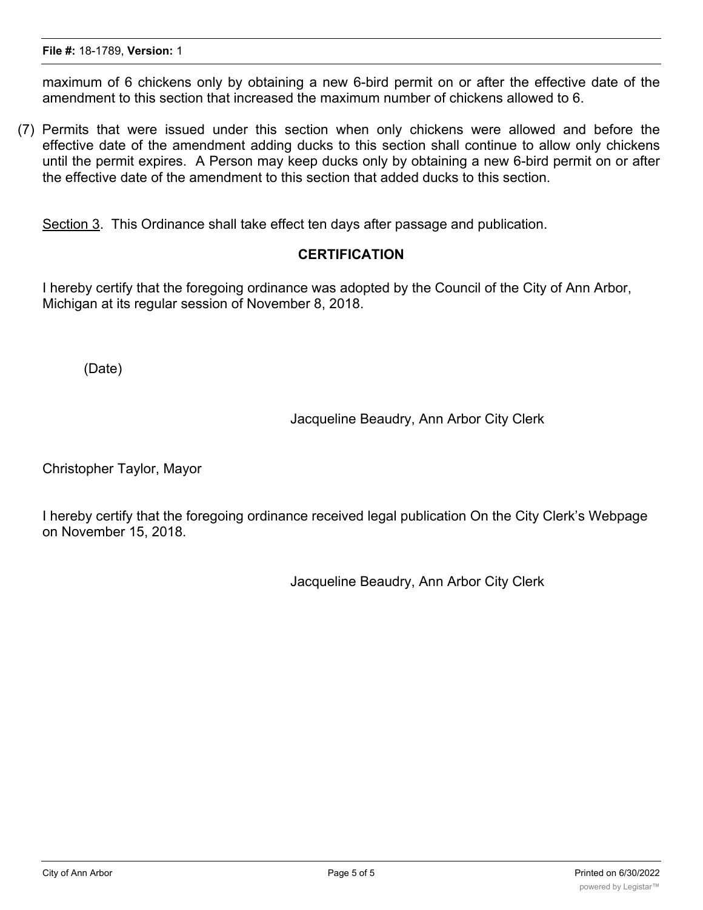maximum of 6 chickens only by obtaining a new 6-bird permit on or after the effective date of the amendment to this section that increased the maximum number of chickens allowed to 6.

(7) Permits that were issued under this section when only chickens were allowed and before the effective date of the amendment adding ducks to this section shall continue to allow only chickens until the permit expires. A Person may keep ducks only by obtaining a new 6-bird permit on or after the effective date of the amendment to this section that added ducks to this section.

Section 3. This Ordinance shall take effect ten days after passage and publication.

**CERTIFICATION**

I hereby certify that the foregoing ordinance was adopted by the Council of the City of Ann Arbor, Michigan at its regular session of November 8, 2018.

(Date)

Jacqueline Beaudry, Ann Arbor City Clerk

Christopher Taylor, Mayor

I hereby certify that the foregoing ordinance received legal publication On the City Clerk's Webpage on November 15, 2018.

Jacqueline Beaudry, Ann Arbor City Clerk